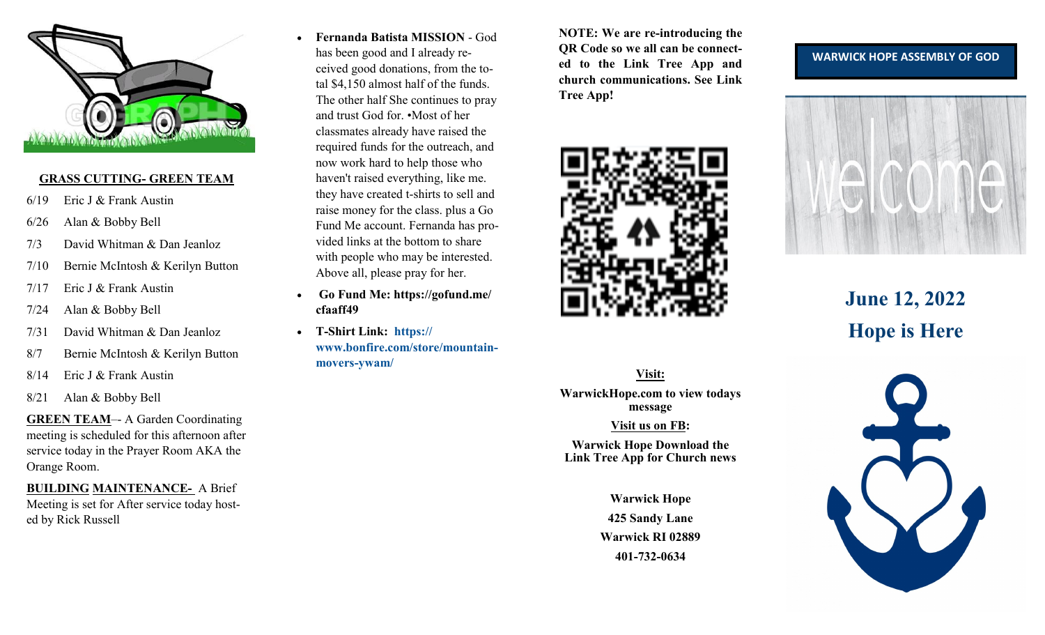**GRASS CUTTING- GREEN TEAM**

| | |
|---|---|
| 6/19 | Eric J & Frank Austin |
| 6/26 | Alan & Bobby Bell |
| 7/3 | David Whitman & Dan Jeanloz |
| 7/10 | Bernie McIntosh & Kerilyn Button |
| 7/17 | Eric J & Frank Austin |
| 7/24 | Alan & Bobby Bell |
| 7/31 | David Whitman & Dan Jeanloz |
| 8/7 | Bernie McIntosh & Kerilyn Button |
| 8/14 | Eric J & Frank Austin |
| 8/21 | Alan & Bobby Bell |

**GREEN TEAM**–- A Garden Coordinating meeting is scheduled for this afternoon after service today in the Prayer Room AKA the Orange Room.

**BUILDING MAINTENANCE-** A Brief Meeting is set for After service today hosted by Rick Russell

- **Fernanda Batista MISSION** - God has been good and I already received good donations, from the total $4,150 almost half of the funds. The other half She continues to pray and trust God for. •Most of her classmates already have raised the required funds for the outreach, and now work hard to help those who haven't raised everything, like me. they have created t-shirts to sell and raise money for the class. plus a Go Fund Me account. Fernanda has provided links at the bottom to share with people who may be interested. Above all, please pray for her.
- **Go Fund Me: https://gofund.me/cfaaff49**
- **T-Shirt Link: https://www.bonfire.com/store/mountain-movers-ywam/**

**NOTE: We are re-introducing the QR Code so we all can be connected to the Link Tree App and church communications. See Link Tree App!**

**Visit:**

**WarwickHope.com to view todays message**

**Visit us on FB:**

**Warwick Hope Download the Link Tree App for Church news**

**Warwick Hope**
**425 Sandy Lane**
**Warwick RI 02889**
**401-732-0634**

**WARWICK HOPE ASSEMBLY OF GOD**

welcome

# June 12, 2022

# Hope is Here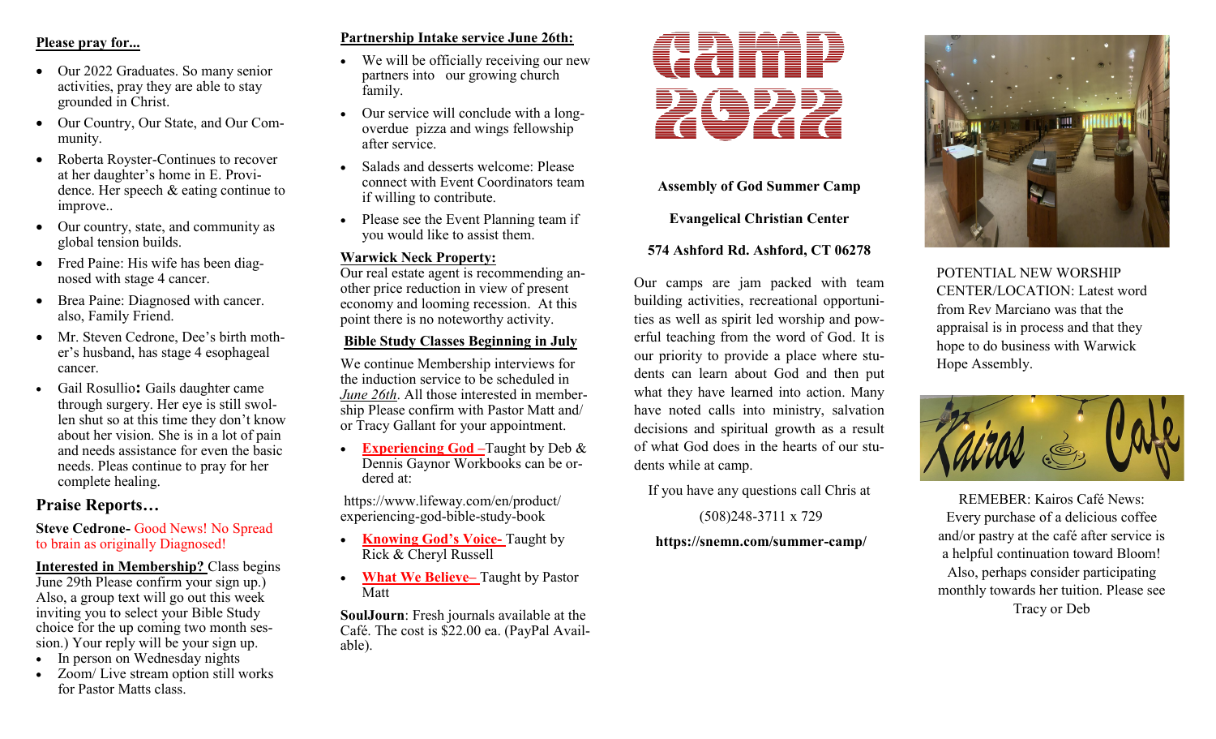**Please pray for...**

- Our 2022 Graduates. So many senior activities, pray they are able to stay grounded in Christ.
- Our Country, Our State, and Our Community.
- Roberta Royster-Continues to recover at her daughter's home in E. Providence. Her speech & eating continue to improve..
- Our country, state, and community as global tension builds.
- Fred Paine: His wife has been diagnosed with stage 4 cancer.
- Brea Paine: Diagnosed with cancer. also, Family Friend.
- Mr. Steven Cedrone, Dee's birth mother's husband, has stage 4 esophageal cancer.
- Gail Rosullio**:** Gails daughter came through surgery. Her eye is still swollen shut so at this time they don't know about her vision. She is in a lot of pain and needs assistance for even the basic needs. Pleas continue to pray for her complete healing.

## Praise Reports…

**Steve Cedrone-** Good News! No Spread to brain as originally Diagnosed!

**Interested in Membership?** Class begins June 29th Please confirm your sign up.) Also, a group text will go out this week inviting you to select your Bible Study choice for the up coming two month session.) Your reply will be your sign up.

- In person on Wednesday nights
- Zoom/ Live stream option still works for Pastor Matts class.

**Partnership Intake service June 26th:**

- We will be officially receiving our new partners into our growing church family.
- Our service will conclude with a long-overdue pizza and wings fellowship after service.
- Salads and desserts welcome: Please connect with Event Coordinators team if willing to contribute.
- Please see the Event Planning team if you would like to assist them.

**Warwick Neck Property:**
Our real estate agent is recommending another price reduction in view of present economy and looming recession. At this point there is no noteworthy activity.

**Bible Study Classes Beginning in July**

We continue Membership interviews for the induction service to be scheduled in *June 26th*. All those interested in membership Please confirm with Pastor Matt and/ or Tracy Gallant for your appointment.

- **Experiencing God –**Taught by Deb & Dennis Gaynor Workbooks can be ordered at:

https://www.lifeway.com/en/product/experiencing-god-bible-study-book

- **Knowing God's Voice-** Taught by Rick & Cheryl Russell
- **What We Believe–** Taught by Pastor Matt

**SoulJourn**: Fresh journals available at the Café. The cost is $22.00 ea. (PayPal Available).

# Camp 2022

**Assembly of God Summer Camp**

**Evangelical Christian Center**

**574 Ashford Rd. Ashford, CT 06278**

Our camps are jam packed with team building activities, recreational opportunities as well as spirit led worship and powerful teaching from the word of God. It is our priority to provide a place where students can learn about God and then put what they have learned into action. Many have noted calls into ministry, salvation decisions and spiritual growth as a result of what God does in the hearts of our students while at camp.

If you have any questions call Chris at

(508)248-3711 x 729

**https://snemn.com/summer-camp/**

POTENTIAL NEW WORSHIP CENTER/LOCATION: Latest word from Rev Marciano was that the appraisal is in process and that they hope to do business with Warwick Hope Assembly.

Kairos Café

REMEBER: Kairos Café News: Every purchase of a delicious coffee and/or pastry at the café after service is a helpful continuation toward Bloom! Also, perhaps consider participating monthly towards her tuition. Please see Tracy or Deb